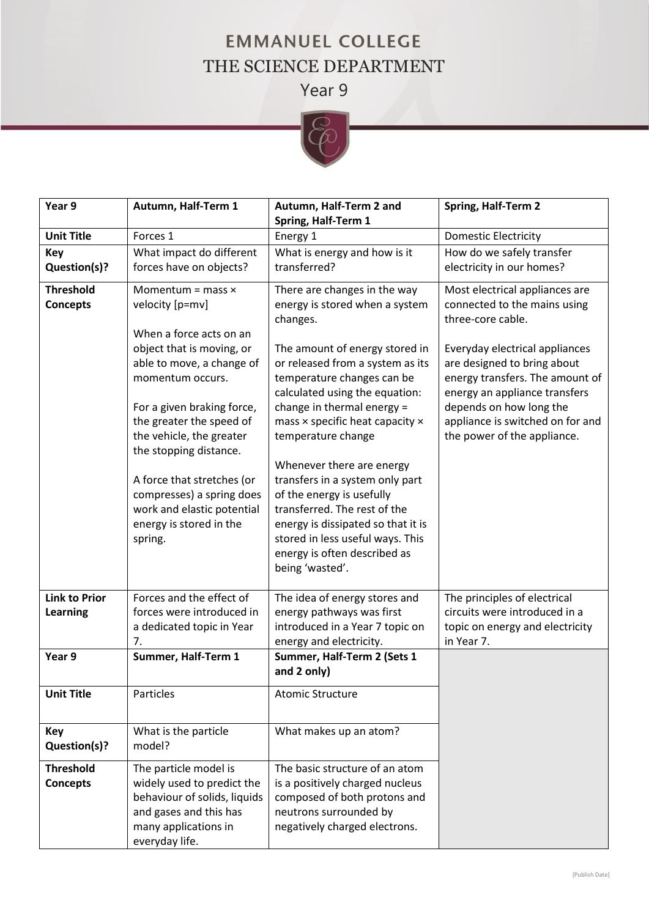# EMMANUEL COLLEGE

## THE SCIENCE DEPARTMENT

### Year 9

| Year 9 | Autumn, Half-Term 1 | Autumn, Half-Term 2 and Spring, Half-Term 1 | Spring, Half-Term 2 |
|---|---|---|---|
| **Unit Title** | Forces 1 | Energy 1 | Domestic Electricity |
| **Key Question(s)?** | What impact do different forces have on objects? | What is energy and how is it transferred? | How do we safely transfer electricity in our homes? |
| **Threshold Concepts** | Momentum = mass × velocity [p=mv]<br><br>When a force acts on an object that is moving, or able to move, a change of momentum occurs.<br><br>For a given braking force, the greater the speed of the vehicle, the greater the stopping distance.<br><br>A force that stretches (or compresses) a spring does work and elastic potential energy is stored in the spring. | There are changes in the way energy is stored when a system changes.<br><br>The amount of energy stored in or released from a system as its temperature changes can be calculated using the equation: change in thermal energy = mass × specific heat capacity × temperature change<br><br>Whenever there are energy transfers in a system only part of the energy is usefully transferred. The rest of the energy is dissipated so that it is stored in less useful ways. This energy is often described as being 'wasted'. | Most electrical appliances are connected to the mains using three-core cable.<br><br>Everyday electrical appliances are designed to bring about energy transfers. The amount of energy an appliance transfers depends on how long the appliance is switched on for and the power of the appliance. |
| **Link to Prior Learning** | Forces and the effect of forces were introduced in a dedicated topic in Year 7. | The idea of energy stores and energy pathways was first introduced in a Year 7 topic on energy and electricity. | The principles of electrical circuits were introduced in a topic on energy and electricity in Year 7. |
| **Year 9** | **Summer, Half-Term 1** | **Summer, Half-Term 2 (Sets 1 and 2 only)** | |
| **Unit Title** | Particles | Atomic Structure | |
| **Key Question(s)?** | What is the particle model? | What makes up an atom? | |
| **Threshold Concepts** | The particle model is widely used to predict the behaviour of solids, liquids and gases and this has many applications in everyday life. | The basic structure of an atom is a positively charged nucleus composed of both protons and neutrons surrounded by negatively charged electrons. | |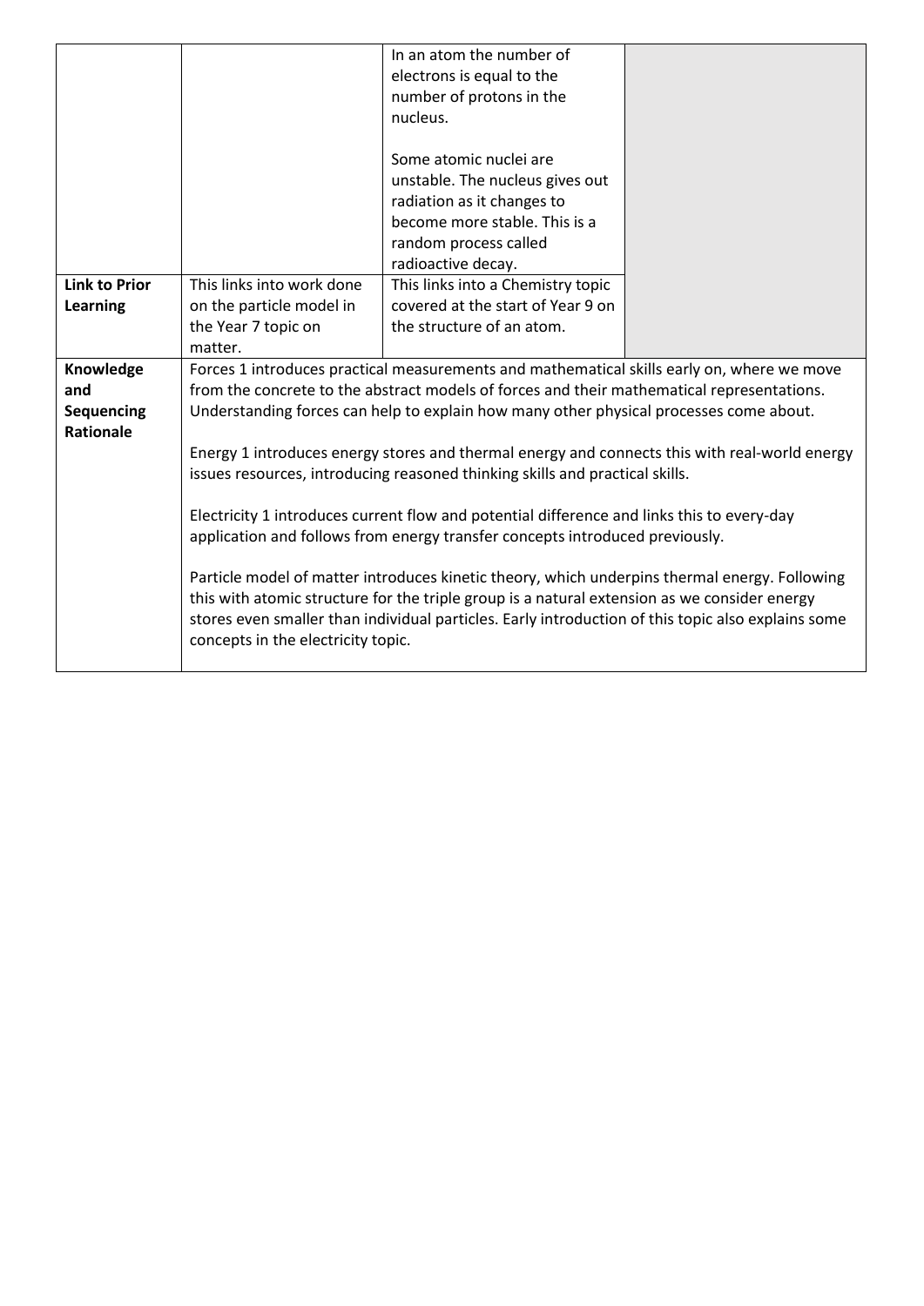| | | | |
|---|---|---|---|
| | | In an atom the number of electrons is equal to the number of protons in the nucleus.<br><br>Some atomic nuclei are unstable. The nucleus gives out radiation as it changes to become more stable. This is a random process called radioactive decay. | |
| **Link to Prior Learning** | This links into work done on the particle model in the Year 7 topic on matter. | This links into a Chemistry topic covered at the start of Year 9 on the structure of an atom. | |
| **Knowledge and Sequencing Rationale** | Forces 1 introduces practical measurements and mathematical skills early on, where we move from the concrete to the abstract models of forces and their mathematical representations. Understanding forces can help to explain how many other physical processes come about.<br><br>Energy 1 introduces energy stores and thermal energy and connects this with real-world energy issues resources, introducing reasoned thinking skills and practical skills.<br><br>Electricity 1 introduces current flow and potential difference and links this to every-day application and follows from energy transfer concepts introduced previously.<br><br>Particle model of matter introduces kinetic theory, which underpins thermal energy. Following this with atomic structure for the triple group is a natural extension as we consider energy stores even smaller than individual particles. Early introduction of this topic also explains some concepts in the electricity topic. | | |